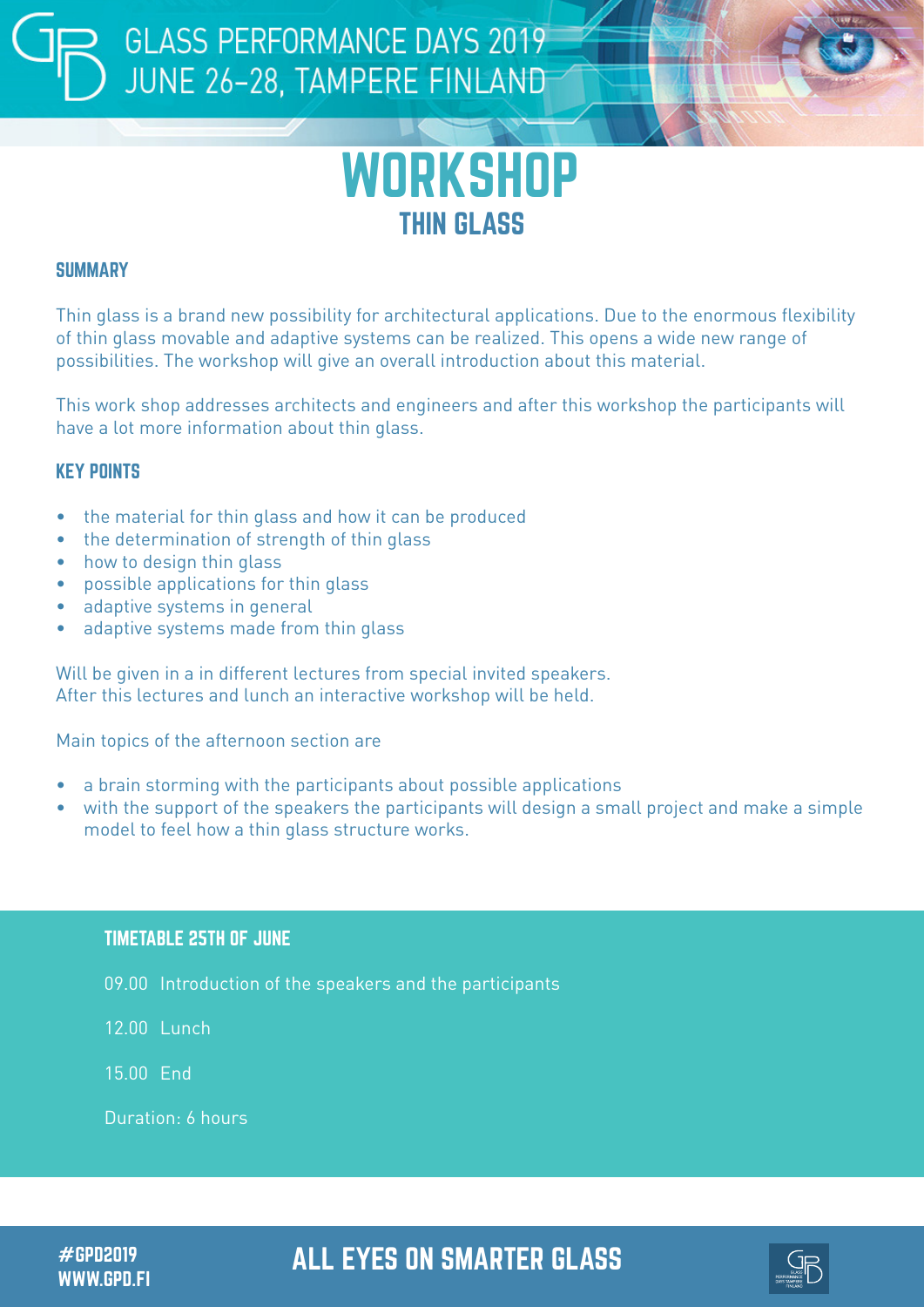# GLASS PERFORMANCE DAYS 2019
## JUNE 26–28, TAMPERE FINLAND

# WORKSHOP
## THIN GLASS

### SUMMARY

Thin glass is a brand new possibility for architectural applications. Due to the enormous flexibility of thin glass movable and adaptive systems can be realized. This opens a wide new range of possibilities. The workshop will give an overall introduction about this material.

This work shop addresses architects and engineers and after this workshop the participants will have a lot more information about thin glass.

### KEY POINTS

- the material for thin glass and how it can be produced
- the determination of strength of thin glass
- how to design thin glass
- possible applications for thin glass
- adaptive systems in general
- adaptive systems made from thin glass

Will be given in a in different lectures from special invited speakers.
After this lectures and lunch an interactive workshop will be held.

Main topics of the afternoon section are

- a brain storming with the participants about possible applications
- with the support of the speakers the participants will design a small project and make a simple model to feel how a thin glass structure works.

### TIMETABLE 25TH OF JUNE

09.00 Introduction of the speakers and the participants

12.00 Lunch

15.00 End

Duration: 6 hours

#GPD2019
WWW.GPD.FI

ALL EYES ON SMARTER GLASS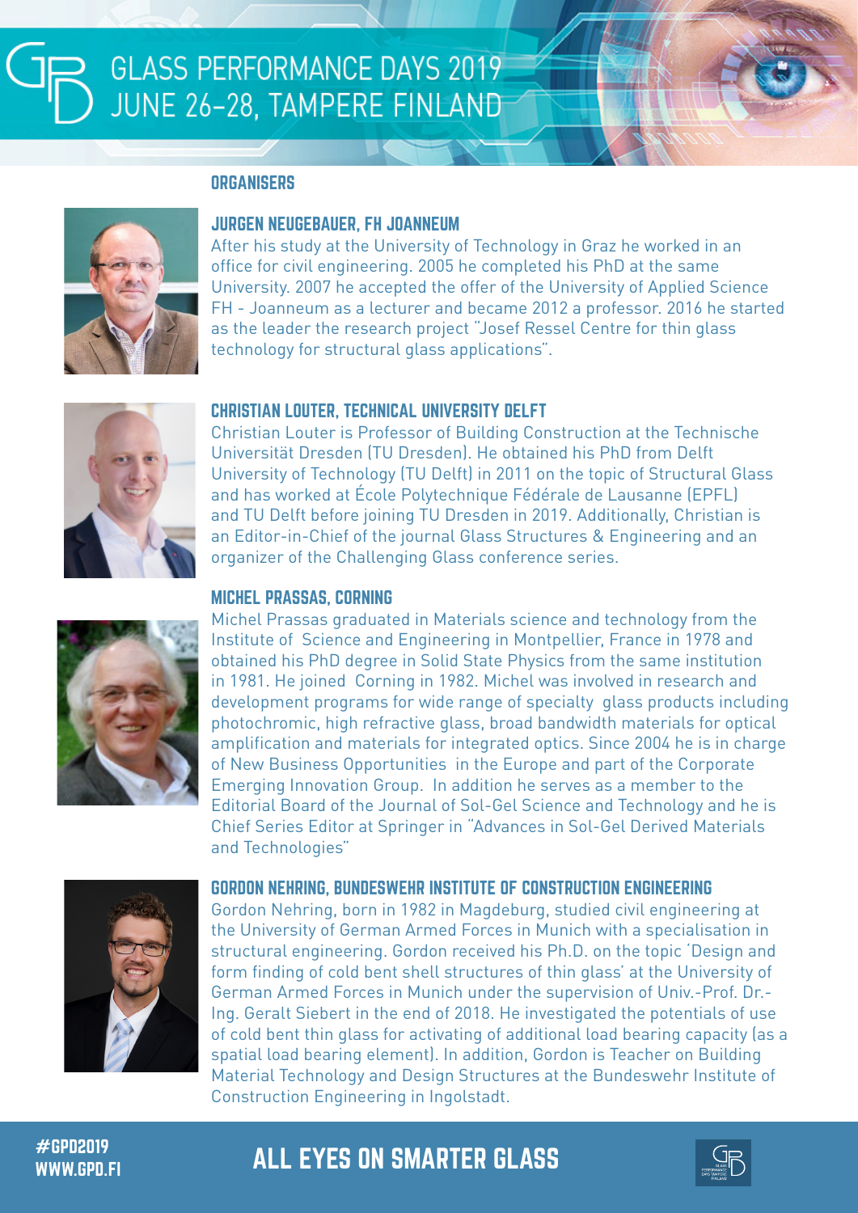# GLASS PERFORMANCE DAYS 2019
# JUNE 26–28, TAMPERE FINLAND

## ORGANISERS

### JURGEN NEUGEBAUER, FH JOANNEUM

After his study at the University of Technology in Graz he worked in an office for civil engineering. 2005 he completed his PhD at the same University. 2007 he accepted the offer of the University of Applied Science FH - Joanneum as a lecturer and became 2012 a professor. 2016 he started as the leader the research project "Josef Ressel Centre for thin glass technology for structural glass applications".

### CHRISTIAN LOUTER, TECHNICAL UNIVERSITY DELFT

Christian Louter is Professor of Building Construction at the Technische Universität Dresden (TU Dresden). He obtained his PhD from Delft University of Technology (TU Delft) in 2011 on the topic of Structural Glass and has worked at École Polytechnique Fédérale de Lausanne (EPFL) and TU Delft before joining TU Dresden in 2019. Additionally, Christian is an Editor-in-Chief of the journal Glass Structures & Engineering and an organizer of the Challenging Glass conference series.

### MICHEL PRASSAS, CORNING

Michel Prassas graduated in Materials science and technology from the Institute of Science and Engineering in Montpellier, France in 1978 and obtained his PhD degree in Solid State Physics from the same institution in 1981. He joined Corning in 1982. Michel was involved in research and development programs for wide range of specialty glass products including photochromic, high refractive glass, broad bandwidth materials for optical amplification and materials for integrated optics. Since 2004 he is in charge of New Business Opportunities in the Europe and part of the Corporate Emerging Innovation Group. In addition he serves as a member to the Editorial Board of the Journal of Sol-Gel Science and Technology and he is Chief Series Editor at Springer in "Advances in Sol-Gel Derived Materials and Technologies"

### GORDON NEHRING, BUNDESWEHR INSTITUTE OF CONSTRUCTION ENGINEERING

Gordon Nehring, born in 1982 in Magdeburg, studied civil engineering at the University of German Armed Forces in Munich with a specialisation in structural engineering. Gordon received his Ph.D. on the topic 'Design and form finding of cold bent shell structures of thin glass' at the University of German Armed Forces in Munich under the supervision of Univ.-Prof. Dr.-Ing. Geralt Siebert in the end of 2018. He investigated the potentials of use of cold bent thin glass for activating of additional load bearing capacity (as a spatial load bearing element). In addition, Gordon is Teacher on Building Material Technology and Design Structures at the Bundeswehr Institute of Construction Engineering in Ingolstadt.

#GPD2019
WWW.GPD.FI

**ALL EYES ON SMARTER GLASS**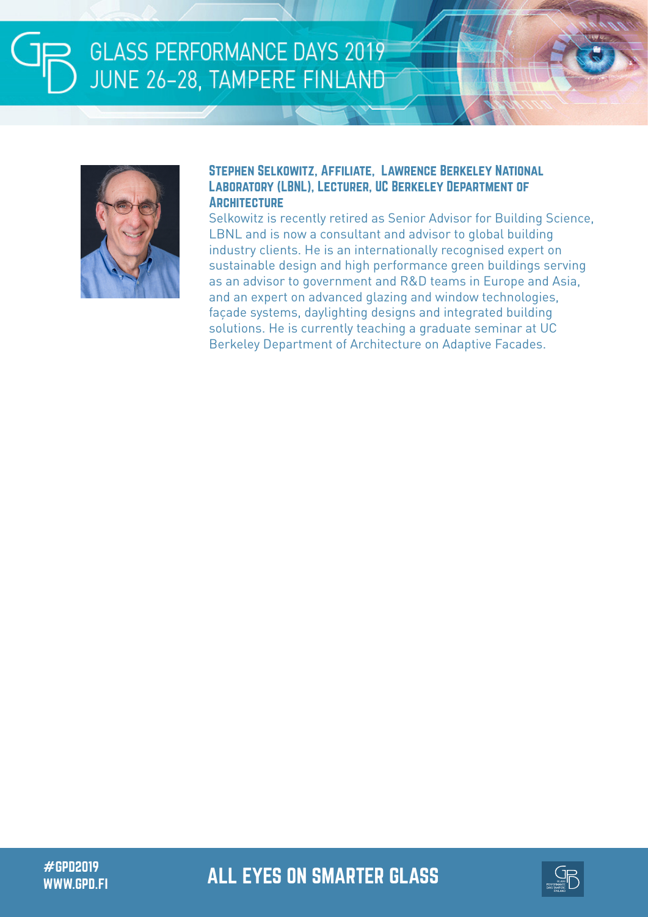### Stephen Selkowitz, Affiliate, Lawrence Berkeley National Laboratory (LBNL), Lecturer, UC Berkeley Department of Architecture

Selkowitz is recently retired as Senior Advisor for Building Science, LBNL and is now a consultant and advisor to global building industry clients. He is an internationally recognised expert on sustainable design and high performance green buildings serving as an advisor to government and R&D teams in Europe and Asia, and an expert on advanced glazing and window technologies, façade systems, daylighting designs and integrated building solutions. He is currently teaching a graduate seminar at UC Berkeley Department of Architecture on Adaptive Facades.